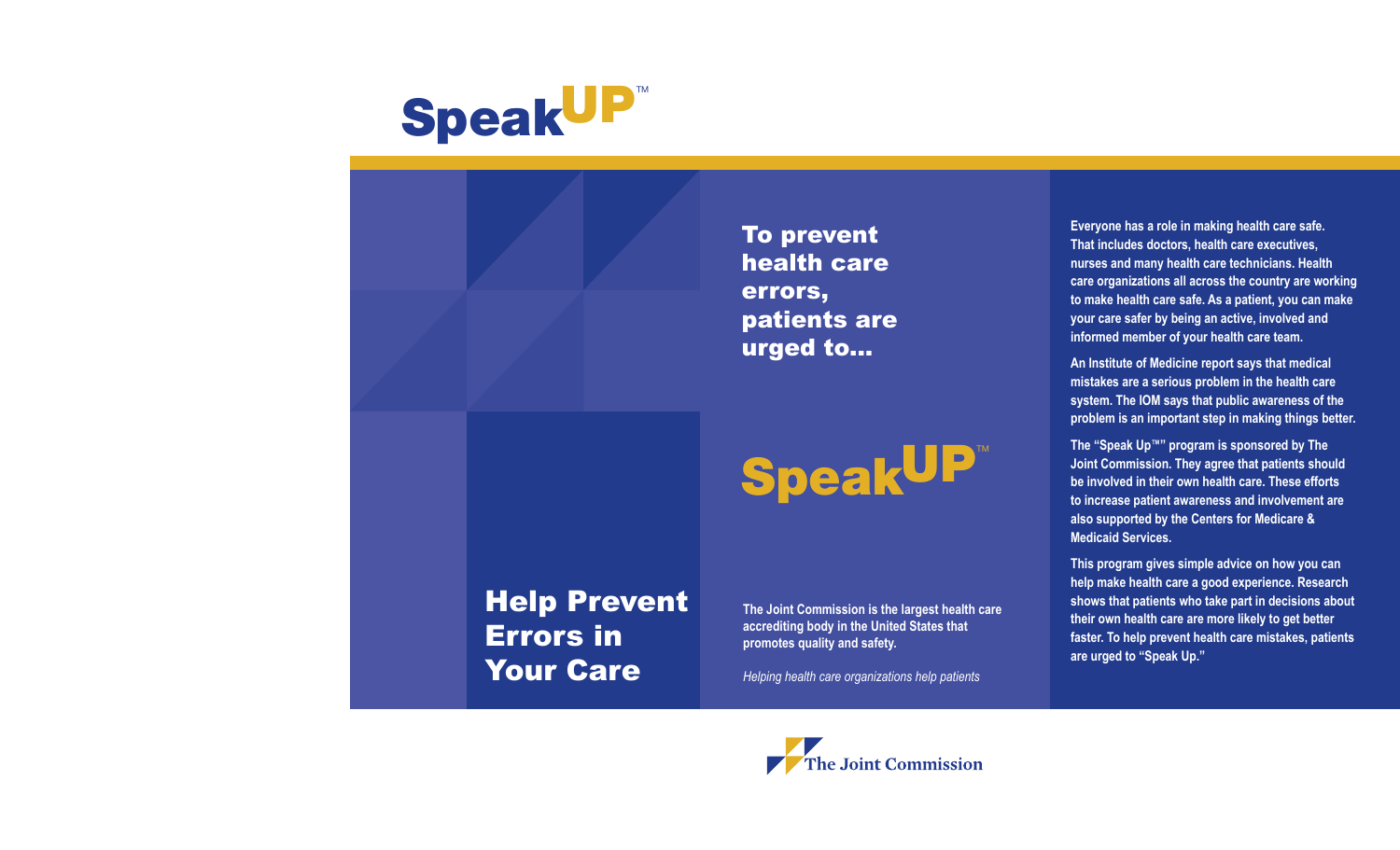# SpeakUP™

## Help Prevent Errors in Your Care

**To prevent health care errors, patients are urged to...**

# SpeakUP™

The Joint Commission is the largest health care accrediting body in the United States that promotes quality and safety.

*Helping health care organizations help patients*

The Joint Commission

Everyone has a role in making health care safe. That includes doctors, health care executives, nurses and many health care technicians. Health care organizations all across the country are working to make health care safe. As a patient, you can make your care safer by being an active, involved and informed member of your health care team.

An Institute of Medicine report says that medical mistakes are a serious problem in the health care system. The IOM says that public awareness of the problem is an important step in making things better.

The "Speak Up™" program is sponsored by The Joint Commission. They agree that patients should be involved in their own health care. These efforts to increase patient awareness and involvement are also supported by the Centers for Medicare & Medicaid Services.

This program gives simple advice on how you can help make health care a good experience. Research shows that patients who take part in decisions about their own health care are more likely to get better faster. To help prevent health care mistakes, patients are urged to "Speak Up."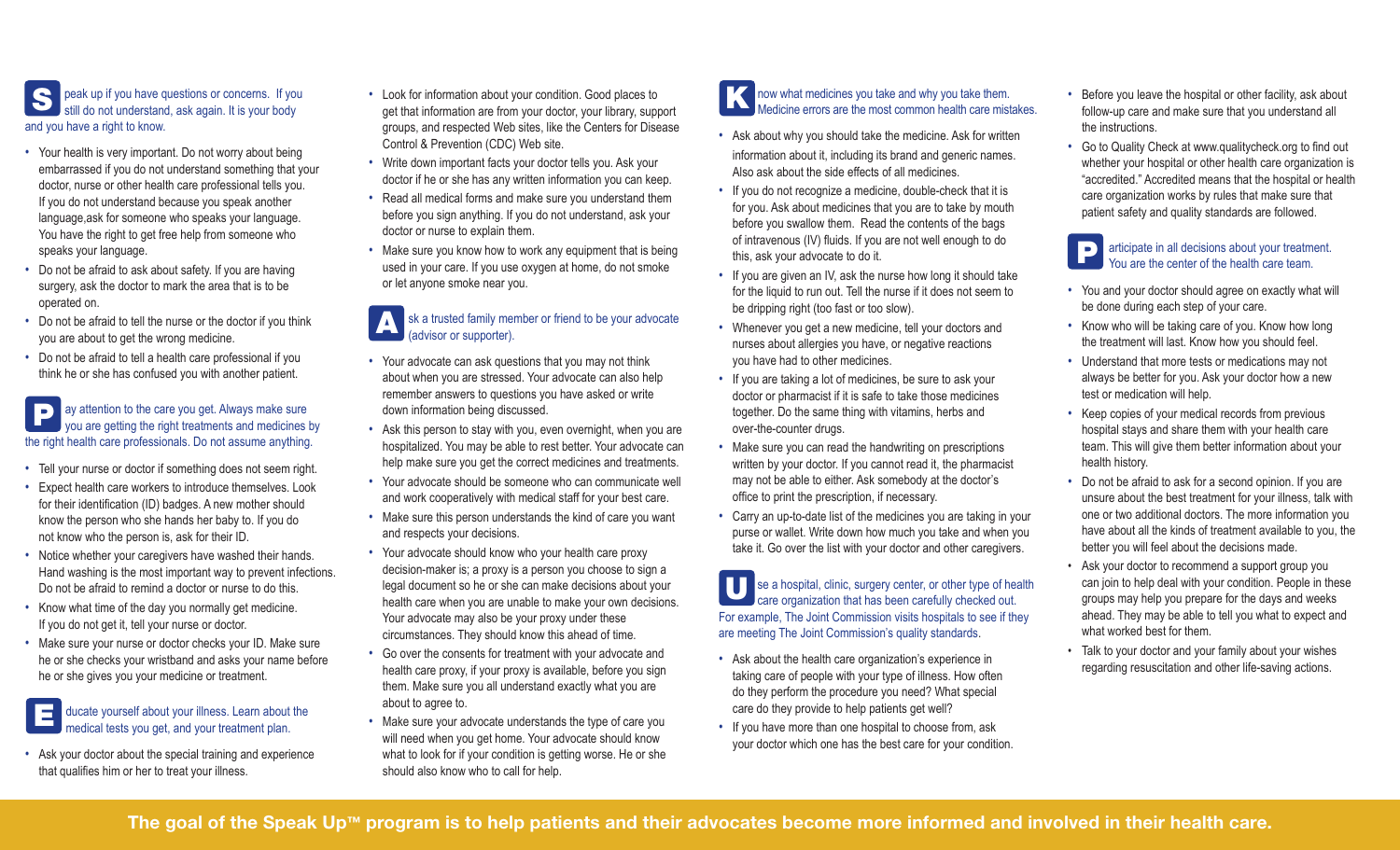**S**peak up if you have questions or concerns. If you still do not understand, ask again. It is your body and you have a right to know.

- Your health is very important. Do not worry about being embarrassed if you do not understand something that your doctor, nurse or other health care professional tells you. If you do not understand because you speak another language,ask for someone who speaks your language. You have the right to get free help from someone who speaks your language.
- Do not be afraid to ask about safety. If you are having surgery, ask the doctor to mark the area that is to be operated on.
- Do not be afraid to tell the nurse or the doctor if you think you are about to get the wrong medicine.
- Do not be afraid to tell a health care professional if you think he or she has confused you with another patient.

**P**ay attention to the care you get. Always make sure you are getting the right treatments and medicines by the right health care professionals. Do not assume anything.

- Tell your nurse or doctor if something does not seem right.
- Expect health care workers to introduce themselves. Look for their identification (ID) badges. A new mother should know the person who she hands her baby to. If you do not know who the person is, ask for their ID.
- Notice whether your caregivers have washed their hands. Hand washing is the most important way to prevent infections. Do not be afraid to remind a doctor or nurse to do this.
- Know what time of the day you normally get medicine. If you do not get it, tell your nurse or doctor.
- Make sure your nurse or doctor checks your ID. Make sure he or she checks your wristband and asks your name before he or she gives you your medicine or treatment.

**E**ducate yourself about your illness. Learn about the medical tests you get, and your treatment plan.

- Ask your doctor about the special training and experience that qualifies him or her to treat your illness.
- Look for information about your condition. Good places to get that information are from your doctor, your library, support groups, and respected Web sites, like the Centers for Disease Control & Prevention (CDC) Web site.
- Write down important facts your doctor tells you. Ask your doctor if he or she has any written information you can keep.
- Read all medical forms and make sure you understand them before you sign anything. If you do not understand, ask your doctor or nurse to explain them.
- Make sure you know how to work any equipment that is being used in your care. If you use oxygen at home, do not smoke or let anyone smoke near you.

**A**sk a trusted family member or friend to be your advocate (advisor or supporter).

- Your advocate can ask questions that you may not think about when you are stressed. Your advocate can also help remember answers to questions you have asked or write down information being discussed.
- Ask this person to stay with you, even overnight, when you are hospitalized. You may be able to rest better. Your advocate can help make sure you get the correct medicines and treatments.
- Your advocate should be someone who can communicate well and work cooperatively with medical staff for your best care.
- Make sure this person understands the kind of care you want and respects your decisions.
- Your advocate should know who your health care proxy decision-maker is; a proxy is a person you choose to sign a legal document so he or she can make decisions about your health care when you are unable to make your own decisions. Your advocate may also be your proxy under these circumstances. They should know this ahead of time.
- Go over the consents for treatment with your advocate and health care proxy, if your proxy is available, before you sign them. Make sure you all understand exactly what you are about to agree to.
- Make sure your advocate understands the type of care you will need when you get home. Your advocate should know what to look for if your condition is getting worse. He or she should also know who to call for help.

**K**now what medicines you take and why you take them. Medicine errors are the most common health care mistakes.

- Ask about why you should take the medicine. Ask for written information about it, including its brand and generic names. Also ask about the side effects of all medicines.
- If you do not recognize a medicine, double-check that it is for you. Ask about medicines that you are to take by mouth before you swallow them. Read the contents of the bags of intravenous (IV) fluids. If you are not well enough to do this, ask your advocate to do it.
- If you are given an IV, ask the nurse how long it should take for the liquid to run out. Tell the nurse if it does not seem to be dripping right (too fast or too slow).
- Whenever you get a new medicine, tell your doctors and nurses about allergies you have, or negative reactions you have had to other medicines.
- If you are taking a lot of medicines, be sure to ask your doctor or pharmacist if it is safe to take those medicines together. Do the same thing with vitamins, herbs and over-the-counter drugs.
- Make sure you can read the handwriting on prescriptions written by your doctor. If you cannot read it, the pharmacist may not be able to either. Ask somebody at the doctor's office to print the prescription, if necessary.
- Carry an up-to-date list of the medicines you are taking in your purse or wallet. Write down how much you take and when you take it. Go over the list with your doctor and other caregivers.

**U**se a hospital, clinic, surgery center, or other type of health care organization that has been carefully checked out. For example, The Joint Commission visits hospitals to see if they are meeting The Joint Commission's quality standards.

- Ask about the health care organization's experience in taking care of people with your type of illness. How often do they perform the procedure you need? What special care do they provide to help patients get well?
- If you have more than one hospital to choose from, ask your doctor which one has the best care for your condition.
- Before you leave the hospital or other facility, ask about follow-up care and make sure that you understand all the instructions.
- Go to Quality Check at www.qualitycheck.org to find out whether your hospital or other health care organization is "accredited." Accredited means that the hospital or health care organization works by rules that make sure that patient safety and quality standards are followed.

**P**articipate in all decisions about your treatment. You are the center of the health care team.

- You and your doctor should agree on exactly what will be done during each step of your care.
- Know who will be taking care of you. Know how long the treatment will last. Know how you should feel.
- Understand that more tests or medications may not always be better for you. Ask your doctor how a new test or medication will help.
- Keep copies of your medical records from previous hospital stays and share them with your health care team. This will give them better information about your health history.
- Do not be afraid to ask for a second opinion. If you are unsure about the best treatment for your illness, talk with one or two additional doctors. The more information you have about all the kinds of treatment available to you, the better you will feel about the decisions made.
- Ask your doctor to recommend a support group you can join to help deal with your condition. People in these groups may help you prepare for the days and weeks ahead. They may be able to tell you what to expect and what worked best for them.
- Talk to your doctor and your family about your wishes regarding resuscitation and other life-saving actions.

**The goal of the Speak Up™ program is to help patients and their advocates become more informed and involved in their health care.**